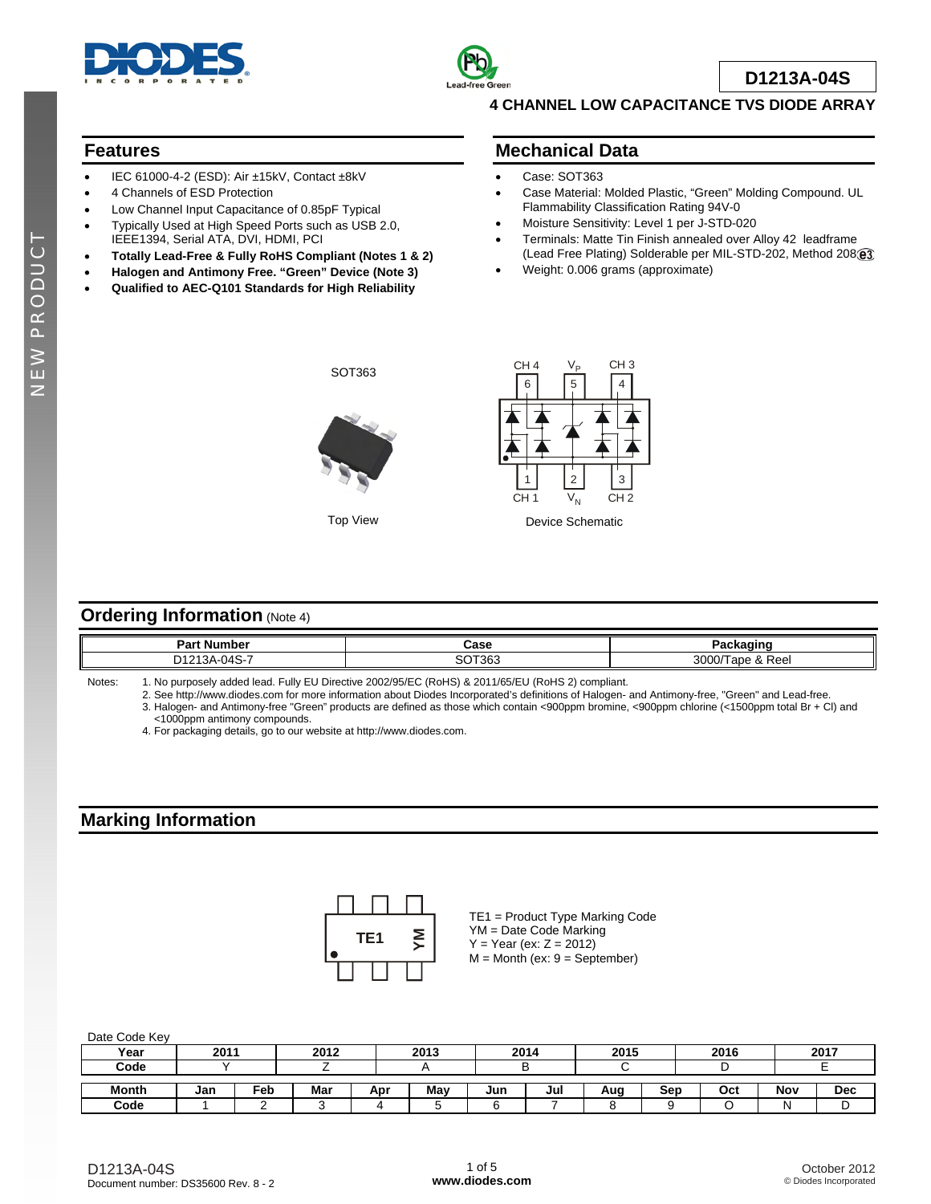# D1213A-04S

## 4 CHANNEL LOW CAPACITANCE TVS DIODE ARRAY

## Features

- IEC 61000-4-2 (ESD): Air ±15kV, Contact ±8kV
- 4 Channels of ESD Protection
- Low Channel Input Capacitance of 0.85pF Typical
- Typically Used at High Speed Ports such as USB 2.0, IEEE1394, Serial ATA, DVI, HDMI, PCI
- **Totally Lead-Free & Fully RoHS Compliant (Notes 1 & 2)**
- **Halogen and Antimony Free. "Green" Device (Note 3)**
- **Qualified to AEC-Q101 Standards for High Reliability**

## Mechanical Data

- Case: SOT363
- Case Material: Molded Plastic, "Green" Molding Compound. UL Flammability Classification Rating 94V-0
- Moisture Sensitivity: Level 1 per J-STD-020
- Terminals: Matte Tin Finish annealed over Alloy 42 leadframe (Lead Free Plating) Solderable per MIL-STD-202, Method 208 e3
- Weight: 0.006 grams (approximate)

SOT363

Top View

CH 4 | $V_P$ | CH 3
6 | 5 | 4
1 | 2 | 3
CH 1 | $V_N$ | CH 2

Device Schematic

## Ordering Information (Note 4)

| Part Number | Case | Packaging |
|---|---|---|
| D1213A-04S-7 | SOT363 | 3000/Tape & Reel |

Notes:
1. No purposely added lead. Fully EU Directive 2002/95/EC (RoHS) & 2011/65/EU (RoHS 2) compliant.
2. See http://www.diodes.com for more information about Diodes Incorporated's definitions of Halogen- and Antimony-free, "Green" and Lead-free.
3. Halogen- and Antimony-free "Green" products are defined as those which contain <900ppm bromine, <900ppm chlorine (<1500ppm total Br + Cl) and <1000ppm antimony compounds.
4. For packaging details, go to our website at http://www.diodes.com.

## Marking Information

TE1 YM

TE1 = Product Type Marking Code
YM = Date Code Marking
Y = Year (ex: Z = 2012)
M = Month (ex: 9 = September)

Date Code Key

| Year | 2011 | 2012 | 2013 | 2014 | 2015 | 2016 | 2017 |
|---|---|---|---|---|---|---|---|
| Code | Y | Z | A | B | C | D | E |

| Month | Jan | Feb | Mar | Apr | May | Jun | Jul | Aug | Sep | Oct | Nov | Dec |
|---|---|---|---|---|---|---|---|---|---|---|---|---|
| Code | 1 | 2 | 3 | 4 | 5 | 6 | 7 | 8 | 9 | O | N | D |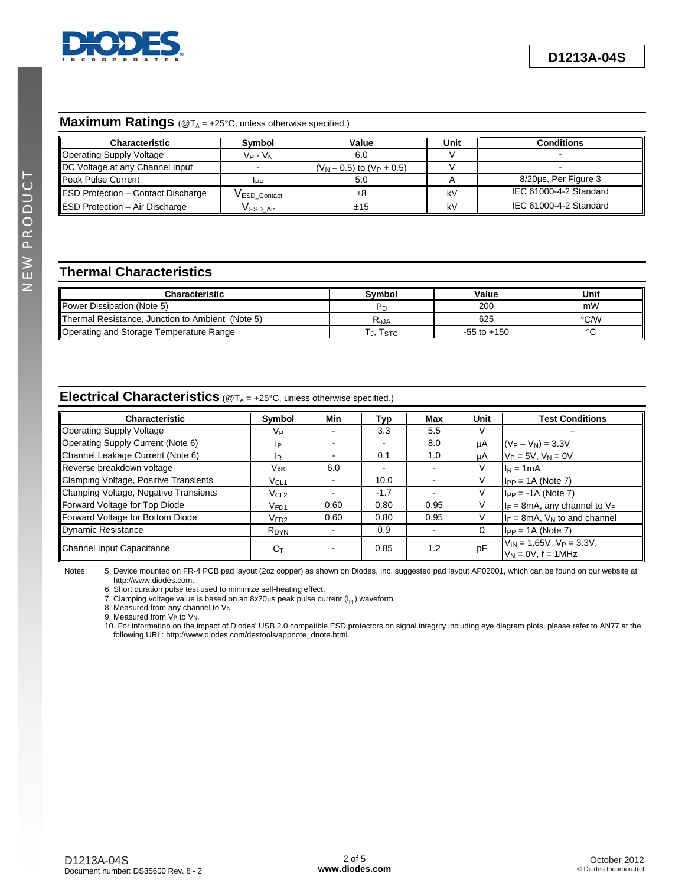## Maximum Ratings (@$T_A$ = +25°C, unless otherwise specified.)

| Characteristic | Symbol | Value | Unit | Conditions |
|---|---|---|---|---|
| Operating Supply Voltage | $V_P$ - $V_N$ | 6.0 | V | - |
| DC Voltage at any Channel Input | - | ($V_N$ – 0.5) to ($V_P$ + 0.5) | V | - |
| Peak Pulse Current | $I_{PP}$ | 5.0 | A | 8/20µs, Per Figure 3 |
| ESD Protection – Contact Discharge | $V_{ESD\_Contact}$ | ±8 | kV | IEC 61000-4-2 Standard |
| ESD Protection – Air Discharge | $V_{ESD\_Air}$ | ±15 | kV | IEC 61000-4-2 Standard |

## Thermal Characteristics

| Characteristic | Symbol | Value | Unit |
|---|---|---|---|
| Power Dissipation (Note 5) | $P_D$ | 200 | mW |
| Thermal Resistance, Junction to Ambient (Note 5) | $R_{\theta JA}$ | 625 | °C/W |
| Operating and Storage Temperature Range | $T_J$, $T_{STG}$ | -55 to +150 | °C |

## Electrical Characteristics (@$T_A$ = +25°C, unless otherwise specified.)

| Characteristic | Symbol | Min | Typ | Max | Unit | Test Conditions |
|---|---|---|---|---|---|---|
| Operating Supply Voltage | $V_P$ | - | 3.3 | 5.5 | V | – |
| Operating Supply Current (Note 6) | $I_P$ | - | - | 8.0 | µA | ($V_P$ – $V_N$) = 3.3V |
| Channel Leakage Current (Note 6) | $I_R$ | - | 0.1 | 1.0 | µA | $V_P$ = 5V, $V_N$ = 0V |
| Reverse breakdown voltage | $V_{BR}$ | 6.0 | - | - | V | $I_R$ = 1mA |
| Clamping Voltage, Positive Transients | $V_{CL1}$ | - | 10.0 | - | V | $I_{PP}$ = 1A (Note 7) |
| Clamping Voltage, Negative Transients | $V_{CL2}$ | - | -1.7 | - | V | $I_{PP}$ = -1A (Note 7) |
| Forward Voltage for Top Diode | $V_{FD1}$ | 0.60 | 0.80 | 0.95 | V | $I_F$ = 8mA, any channel to $V_P$ |
| Forward Voltage for Bottom Diode | $V_{FD2}$ | 0.60 | 0.80 | 0.95 | V | $I_F$ = 8mA, $V_N$ to and channel |
| Dynamic Resistance | $R_{DYN}$ | - | 0.9 | - | Ω | $I_{PP}$ = 1A (Note 7) |
| Channel Input Capacitance | $C_T$ | - | 0.85 | 1.2 | pF | $V_{IN}$ = 1.65V, $V_P$ = 3.3V, $V_N$ = 0V, f = 1MHz |

Notes:
5. Device mounted on FR-4 PCB pad layout (2oz copper) as shown on Diodes, Inc. suggested pad layout AP02001, which can be found on our website at http://www.diodes.com.
6. Short duration pulse test used to minimize self-heating effect.
7. Clamping voltage value is based on an 8x20µs peak pulse current ($I_{pp}$) waveform.
8. Measured from any channel to $V_N$.
9. Measured from $V_P$ to $V_N$.
10. For information on the impact of Diodes' USB 2.0 compatible ESD protectors on signal integrity including eye diagram plots, please refer to AN77 at the following URL: http://www.diodes.com/destools/appnote_dnote.html.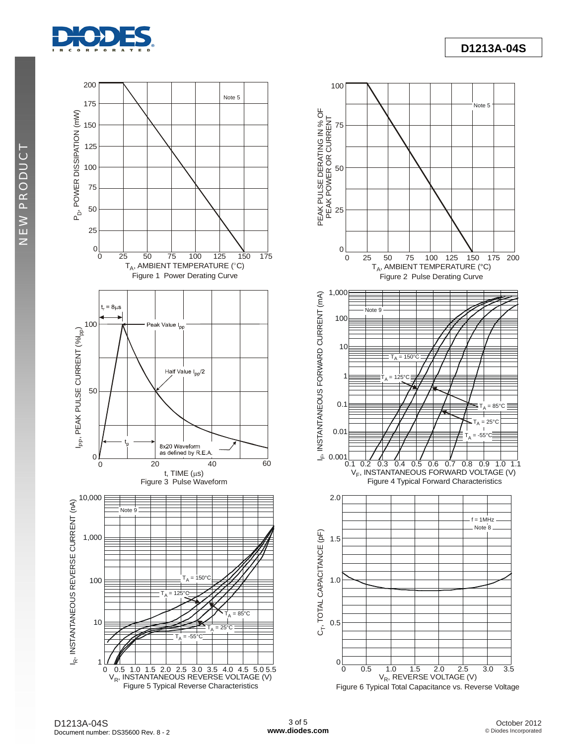Figure 1 Power Derating Curve

Figure 2 Pulse Derating Curve

Figure 3 Pulse Waveform

Figure 4 Typical Forward Characteristics

Figure 5 Typical Reverse Characteristics

Figure 6 Typical Total Capacitance vs. Reverse Voltage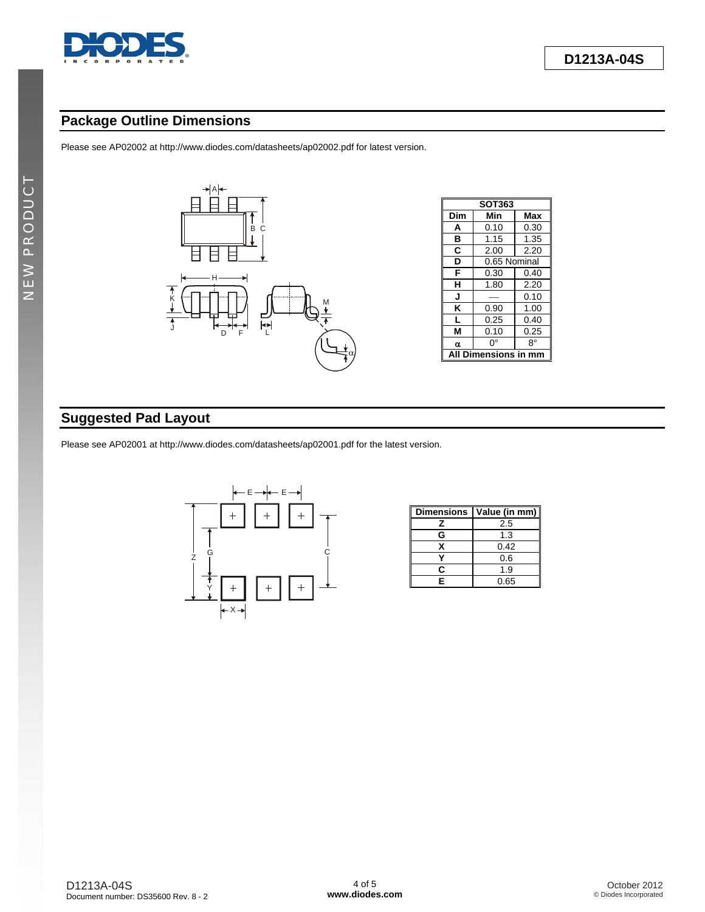## Package Outline Dimensions

Please see AP02002 at http://www.diodes.com/datasheets/ap02002.pdf for latest version.

| SOT363 | | |
|---|---|---|
| Dim | Min | Max |
| A | 0.10 | 0.30 |
| B | 1.15 | 1.35 |
| C | 2.00 | 2.20 |
| D | 0.65 Nominal | |
| F | 0.30 | 0.40 |
| H | 1.80 | 2.20 |
| J | — | 0.10 |
| K | 0.90 | 1.00 |
| L | 0.25 | 0.40 |
| M | 0.10 | 0.25 |
| α | 0° | 8° |
| All Dimensions in mm | | |

## Suggested Pad Layout

Please see AP02001 at http://www.diodes.com/datasheets/ap02001.pdf for the latest version.

| Dimensions | Value (in mm) |
|---|---|
| Z | 2.5 |
| G | 1.3 |
| X | 0.42 |
| Y | 0.6 |
| C | 1.9 |
| E | 0.65 |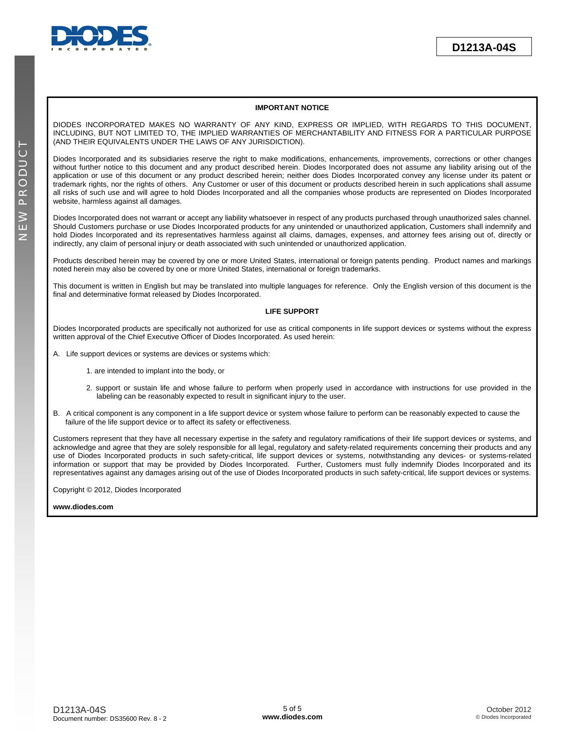## IMPORTANT NOTICE

DIODES INCORPORATED MAKES NO WARRANTY OF ANY KIND, EXPRESS OR IMPLIED, WITH REGARDS TO THIS DOCUMENT, INCLUDING, BUT NOT LIMITED TO, THE IMPLIED WARRANTIES OF MERCHANTABILITY AND FITNESS FOR A PARTICULAR PURPOSE (AND THEIR EQUIVALENTS UNDER THE LAWS OF ANY JURISDICTION).

Diodes Incorporated and its subsidiaries reserve the right to make modifications, enhancements, improvements, corrections or other changes without further notice to this document and any product described herein. Diodes Incorporated does not assume any liability arising out of the application or use of this document or any product described herein; neither does Diodes Incorporated convey any license under its patent or trademark rights, nor the rights of others. Any Customer or user of this document or products described herein in such applications shall assume all risks of such use and will agree to hold Diodes Incorporated and all the companies whose products are represented on Diodes Incorporated website, harmless against all damages.

Diodes Incorporated does not warrant or accept any liability whatsoever in respect of any products purchased through unauthorized sales channel. Should Customers purchase or use Diodes Incorporated products for any unintended or unauthorized application, Customers shall indemnify and hold Diodes Incorporated and its representatives harmless against all claims, damages, expenses, and attorney fees arising out of, directly or indirectly, any claim of personal injury or death associated with such unintended or unauthorized application.

Products described herein may be covered by one or more United States, international or foreign patents pending. Product names and markings noted herein may also be covered by one or more United States, international or foreign trademarks.

This document is written in English but may be translated into multiple languages for reference. Only the English version of this document is the final and determinative format released by Diodes Incorporated.

## LIFE SUPPORT

Diodes Incorporated products are specifically not authorized for use as critical components in life support devices or systems without the express written approval of the Chief Executive Officer of Diodes Incorporated. As used herein:

A. Life support devices or systems are devices or systems which:

1. are intended to implant into the body, or
2. support or sustain life and whose failure to perform when properly used in accordance with instructions for use provided in the labeling can be reasonably expected to result in significant injury to the user.

B. A critical component is any component in a life support device or system whose failure to perform can be reasonably expected to cause the failure of the life support device or to affect its safety or effectiveness.

Customers represent that they have all necessary expertise in the safety and regulatory ramifications of their life support devices or systems, and acknowledge and agree that they are solely responsible for all legal, regulatory and safety-related requirements concerning their products and any use of Diodes Incorporated products in such safety-critical, life support devices or systems, notwithstanding any devices- or systems-related information or support that may be provided by Diodes Incorporated. Further, Customers must fully indemnify Diodes Incorporated and its representatives against any damages arising out of the use of Diodes Incorporated products in such safety-critical, life support devices or systems.

Copyright © 2012, Diodes Incorporated

**www.diodes.com**